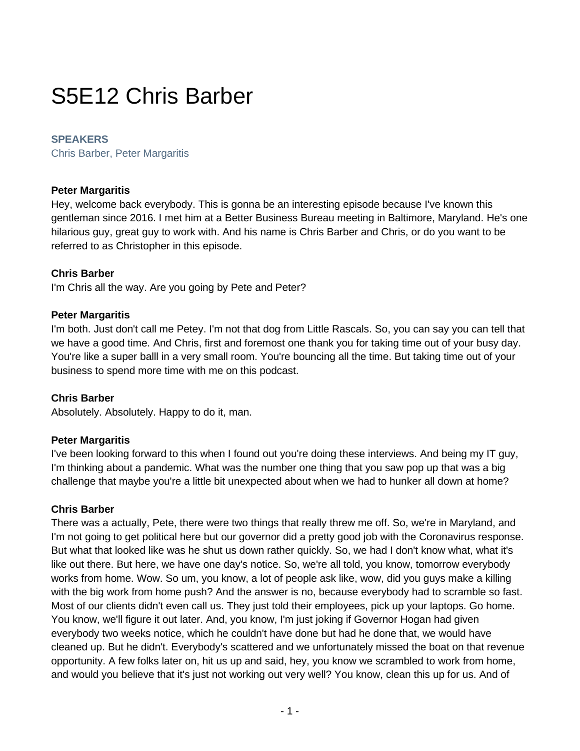# S5E12 Chris Barber

**SPEAKERS**

Chris Barber, Peter Margaritis

**Peter Margaritis**

Hey, welcome back everybody. This is gonna be an interesting episode because I've known this gentleman since 2016. I met him at a Better Business Bureau meeting in Baltimore, Maryland. He's one hilarious guy, great guy to work with. And his name is Chris Barber and Chris, or do you want to be referred to as Christopher in this episode.

**Chris Barber**

I'm Chris all the way. Are you going by Pete and Peter?

**Peter Margaritis**

I'm both. Just don't call me Petey. I'm not that dog from Little Rascals. So, you can say you can tell that we have a good time. And Chris, first and foremost one thank you for taking time out of your busy day. You're like a super balll in a very small room. You're bouncing all the time. But taking time out of your business to spend more time with me on this podcast.

**Chris Barber**

Absolutely. Absolutely. Happy to do it, man.

**Peter Margaritis**

I've been looking forward to this when I found out you're doing these interviews. And being my IT guy, I'm thinking about a pandemic. What was the number one thing that you saw pop up that was a big challenge that maybe you're a little bit unexpected about when we had to hunker all down at home?

**Chris Barber**

There was a actually, Pete, there were two things that really threw me off. So, we're in Maryland, and I'm not going to get political here but our governor did a pretty good job with the Coronavirus response. But what that looked like was he shut us down rather quickly. So, we had I don't know what, what it's like out there. But here, we have one day's notice. So, we're all told, you know, tomorrow everybody works from home. Wow. So um, you know, a lot of people ask like, wow, did you guys make a killing with the big work from home push? And the answer is no, because everybody had to scramble so fast. Most of our clients didn't even call us. They just told their employees, pick up your laptops. Go home. You know, we'll figure it out later. And, you know, I'm just joking if Governor Hogan had given everybody two weeks notice, which he couldn't have done but had he done that, we would have cleaned up. But he didn't. Everybody's scattered and we unfortunately missed the boat on that revenue opportunity. A few folks later on, hit us up and said, hey, you know we scrambled to work from home, and would you believe that it's just not working out very well? You know, clean this up for us. And of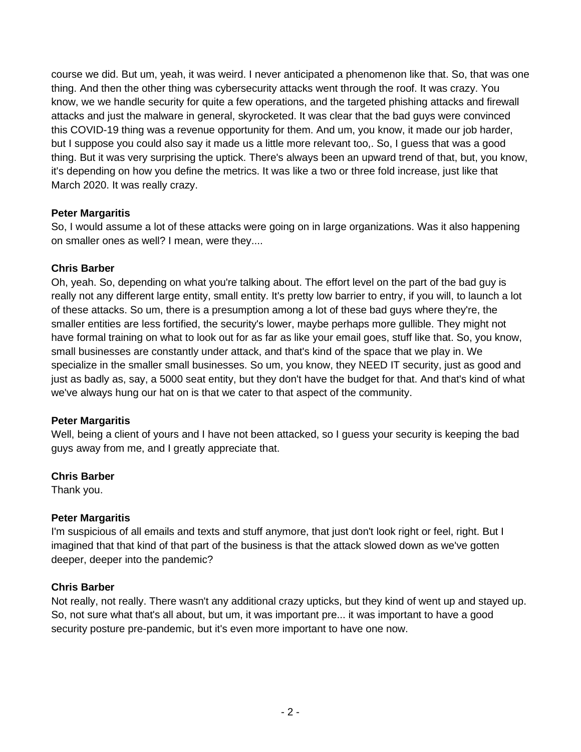course we did. But um, yeah, it was weird. I never anticipated a phenomenon like that. So, that was one thing. And then the other thing was cybersecurity attacks went through the roof. It was crazy. You know, we we handle security for quite a few operations, and the targeted phishing attacks and firewall attacks and just the malware in general, skyrocketed. It was clear that the bad guys were convinced this COVID-19 thing was a revenue opportunity for them. And um, you know, it made our job harder, but I suppose you could also say it made us a little more relevant too,. So, I guess that was a good thing. But it was very surprising the uptick. There's always been an upward trend of that, but, you know, it's depending on how you define the metrics. It was like a two or three fold increase, just like that March 2020. It was really crazy.

**Peter Margaritis**
So, I would assume a lot of these attacks were going on in large organizations. Was it also happening on smaller ones as well? I mean, were they....

**Chris Barber**
Oh, yeah. So, depending on what you're talking about. The effort level on the part of the bad guy is really not any different large entity, small entity. It's pretty low barrier to entry, if you will, to launch a lot of these attacks. So um, there is a presumption among a lot of these bad guys where they're, the smaller entities are less fortified, the security's lower, maybe perhaps more gullible. They might not have formal training on what to look out for as far as like your email goes, stuff like that. So, you know, small businesses are constantly under attack, and that's kind of the space that we play in. We specialize in the smaller small businesses. So um, you know, they NEED IT security, just as good and just as badly as, say, a 5000 seat entity, but they don't have the budget for that. And that's kind of what we've always hung our hat on is that we cater to that aspect of the community.

**Peter Margaritis**
Well, being a client of yours and I have not been attacked, so I guess your security is keeping the bad guys away from me, and I greatly appreciate that.

**Chris Barber**
Thank you.

**Peter Margaritis**
I'm suspicious of all emails and texts and stuff anymore, that just don't look right or feel, right. But I imagined that that kind of that part of the business is that the attack slowed down as we've gotten deeper, deeper into the pandemic?

**Chris Barber**
Not really, not really. There wasn't any additional crazy upticks, but they kind of went up and stayed up. So, not sure what that's all about, but um, it was important pre... it was important to have a good security posture pre-pandemic, but it's even more important to have one now.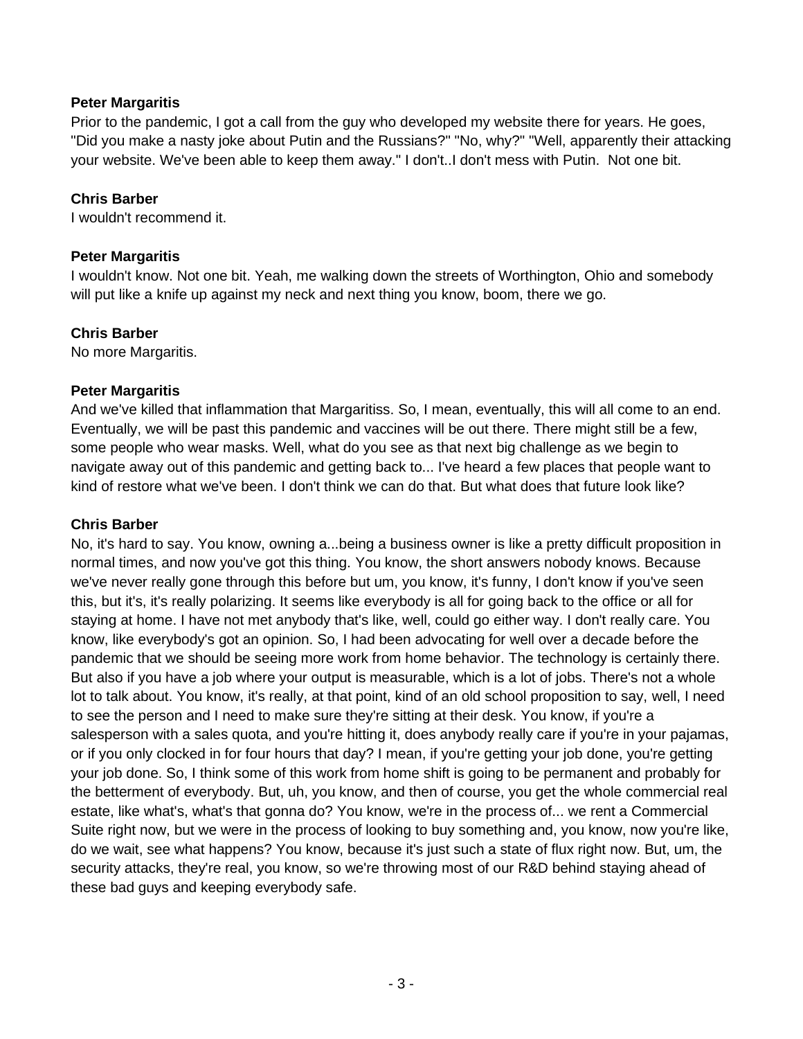**Peter Margaritis**

Prior to the pandemic, I got a call from the guy who developed my website there for years. He goes, "Did you make a nasty joke about Putin and the Russians?" "No, why?" "Well, apparently their attacking your website. We've been able to keep them away." I don't..I don't mess with Putin. Not one bit.

**Chris Barber**

I wouldn't recommend it.

**Peter Margaritis**

I wouldn't know. Not one bit. Yeah, me walking down the streets of Worthington, Ohio and somebody will put like a knife up against my neck and next thing you know, boom, there we go.

**Chris Barber**

No more Margaritis.

**Peter Margaritis**

And we've killed that inflammation that Margaritiss. So, I mean, eventually, this will all come to an end. Eventually, we will be past this pandemic and vaccines will be out there. There might still be a few, some people who wear masks. Well, what do you see as that next big challenge as we begin to navigate away out of this pandemic and getting back to... I've heard a few places that people want to kind of restore what we've been. I don't think we can do that. But what does that future look like?

**Chris Barber**

No, it's hard to say. You know, owning a...being a business owner is like a pretty difficult proposition in normal times, and now you've got this thing. You know, the short answers nobody knows. Because we've never really gone through this before but um, you know, it's funny, I don't know if you've seen this, but it's, it's really polarizing. It seems like everybody is all for going back to the office or all for staying at home. I have not met anybody that's like, well, could go either way. I don't really care. You know, like everybody's got an opinion. So, I had been advocating for well over a decade before the pandemic that we should be seeing more work from home behavior. The technology is certainly there. But also if you have a job where your output is measurable, which is a lot of jobs. There's not a whole lot to talk about. You know, it's really, at that point, kind of an old school proposition to say, well, I need to see the person and I need to make sure they're sitting at their desk. You know, if you're a salesperson with a sales quota, and you're hitting it, does anybody really care if you're in your pajamas, or if you only clocked in for four hours that day? I mean, if you're getting your job done, you're getting your job done. So, I think some of this work from home shift is going to be permanent and probably for the betterment of everybody. But, uh, you know, and then of course, you get the whole commercial real estate, like what's, what's that gonna do? You know, we're in the process of... we rent a Commercial Suite right now, but we were in the process of looking to buy something and, you know, now you're like, do we wait, see what happens? You know, because it's just such a state of flux right now. But, um, the security attacks, they're real, you know, so we're throwing most of our R&D behind staying ahead of these bad guys and keeping everybody safe.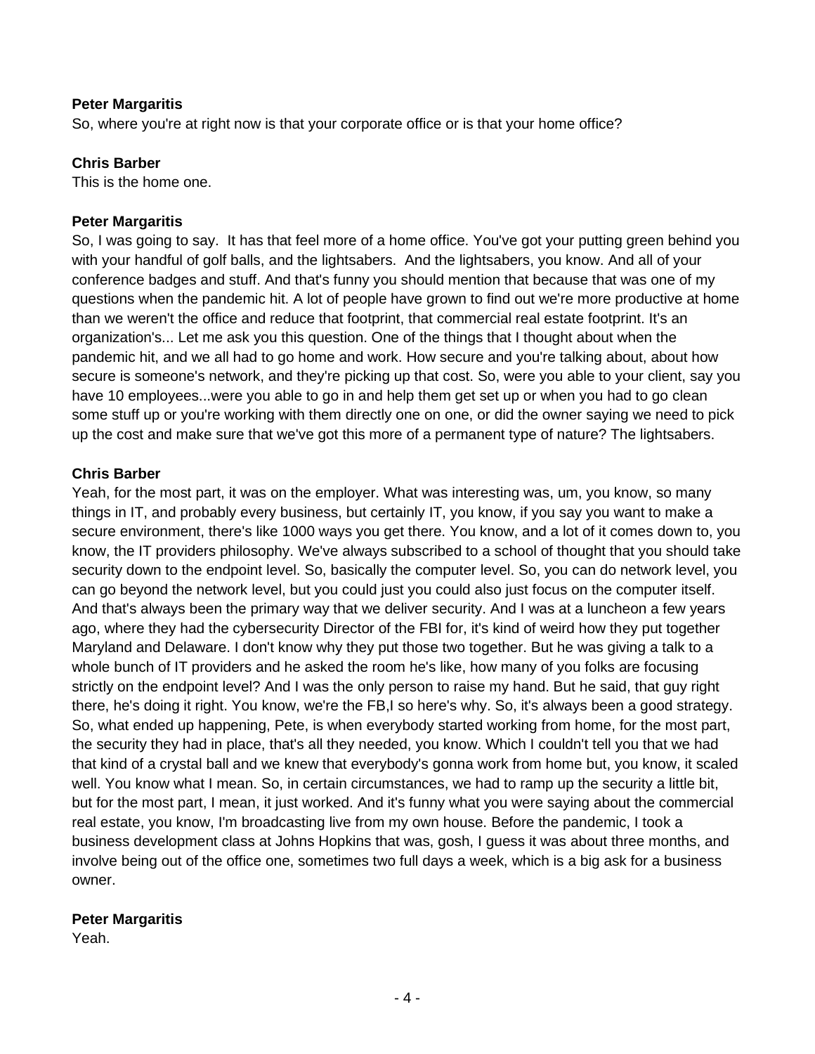**Peter Margaritis**
So, where you're at right now is that your corporate office or is that your home office?

**Chris Barber**
This is the home one.

**Peter Margaritis**
So, I was going to say. It has that feel more of a home office. You've got your putting green behind you with your handful of golf balls, and the lightsabers. And the lightsabers, you know. And all of your conference badges and stuff. And that's funny you should mention that because that was one of my questions when the pandemic hit. A lot of people have grown to find out we're more productive at home than we weren't the office and reduce that footprint, that commercial real estate footprint. It's an organization's... Let me ask you this question. One of the things that I thought about when the pandemic hit, and we all had to go home and work. How secure and you're talking about, about how secure is someone's network, and they're picking up that cost. So, were you able to your client, say you have 10 employees...were you able to go in and help them get set up or when you had to go clean some stuff up or you're working with them directly one on one, or did the owner saying we need to pick up the cost and make sure that we've got this more of a permanent type of nature? The lightsabers.

**Chris Barber**
Yeah, for the most part, it was on the employer. What was interesting was, um, you know, so many things in IT, and probably every business, but certainly IT, you know, if you say you want to make a secure environment, there's like 1000 ways you get there. You know, and a lot of it comes down to, you know, the IT providers philosophy. We've always subscribed to a school of thought that you should take security down to the endpoint level. So, basically the computer level. So, you can do network level, you can go beyond the network level, but you could just you could also just focus on the computer itself. And that's always been the primary way that we deliver security. And I was at a luncheon a few years ago, where they had the cybersecurity Director of the FBI for, it's kind of weird how they put together Maryland and Delaware. I don't know why they put those two together. But he was giving a talk to a whole bunch of IT providers and he asked the room he's like, how many of you folks are focusing strictly on the endpoint level? And I was the only person to raise my hand. But he said, that guy right there, he's doing it right. You know, we're the FB,I so here's why. So, it's always been a good strategy. So, what ended up happening, Pete, is when everybody started working from home, for the most part, the security they had in place, that's all they needed, you know. Which I couldn't tell you that we had that kind of a crystal ball and we knew that everybody's gonna work from home but, you know, it scaled well. You know what I mean. So, in certain circumstances, we had to ramp up the security a little bit, but for the most part, I mean, it just worked. And it's funny what you were saying about the commercial real estate, you know, I'm broadcasting live from my own house. Before the pandemic, I took a business development class at Johns Hopkins that was, gosh, I guess it was about three months, and involve being out of the office one, sometimes two full days a week, which is a big ask for a business owner.

**Peter Margaritis**
Yeah.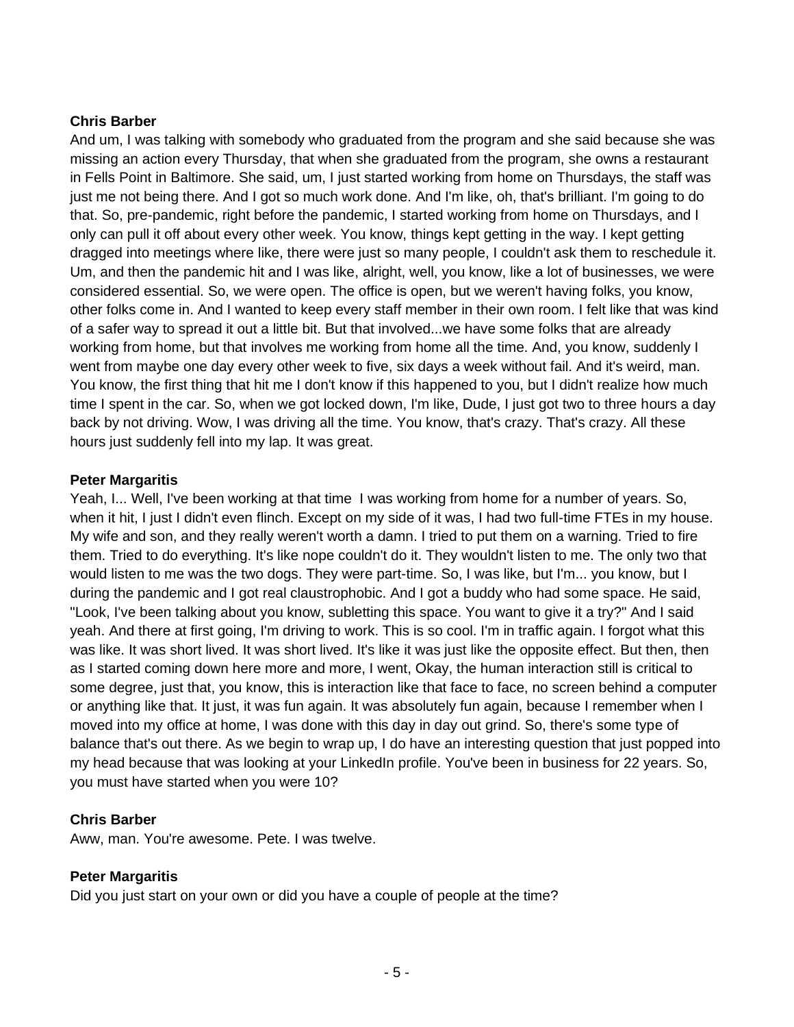**Chris Barber**

And um, I was talking with somebody who graduated from the program and she said because she was missing an action every Thursday, that when she graduated from the program, she owns a restaurant in Fells Point in Baltimore. She said, um, I just started working from home on Thursdays, the staff was just me not being there. And I got so much work done. And I'm like, oh, that's brilliant. I'm going to do that. So, pre-pandemic, right before the pandemic, I started working from home on Thursdays, and I only can pull it off about every other week. You know, things kept getting in the way. I kept getting dragged into meetings where like, there were just so many people, I couldn't ask them to reschedule it. Um, and then the pandemic hit and I was like, alright, well, you know, like a lot of businesses, we were considered essential. So, we were open. The office is open, but we weren't having folks, you know, other folks come in. And I wanted to keep every staff member in their own room. I felt like that was kind of a safer way to spread it out a little bit. But that involved...we have some folks that are already working from home, but that involves me working from home all the time. And, you know, suddenly I went from maybe one day every other week to five, six days a week without fail. And it's weird, man. You know, the first thing that hit me I don't know if this happened to you, but I didn't realize how much time I spent in the car. So, when we got locked down, I'm like, Dude, I just got two to three hours a day back by not driving. Wow, I was driving all the time. You know, that's crazy. That's crazy. All these hours just suddenly fell into my lap. It was great.

**Peter Margaritis**

Yeah, I... Well, I've been working at that time I was working from home for a number of years. So, when it hit, I just I didn't even flinch. Except on my side of it was, I had two full-time FTEs in my house. My wife and son, and they really weren't worth a damn. I tried to put them on a warning. Tried to fire them. Tried to do everything. It's like nope couldn't do it. They wouldn't listen to me. The only two that would listen to me was the two dogs. They were part-time. So, I was like, but I'm... you know, but I during the pandemic and I got real claustrophobic. And I got a buddy who had some space. He said, "Look, I've been talking about you know, subletting this space. You want to give it a try?" And I said yeah. And there at first going, I'm driving to work. This is so cool. I'm in traffic again. I forgot what this was like. It was short lived. It was short lived. It's like it was just like the opposite effect. But then, then as I started coming down here more and more, I went, Okay, the human interaction still is critical to some degree, just that, you know, this is interaction like that face to face, no screen behind a computer or anything like that. It just, it was fun again. It was absolutely fun again, because I remember when I moved into my office at home, I was done with this day in day out grind. So, there's some type of balance that's out there. As we begin to wrap up, I do have an interesting question that just popped into my head because that was looking at your LinkedIn profile. You've been in business for 22 years. So, you must have started when you were 10?

**Chris Barber**

Aww, man. You're awesome. Pete. I was twelve.

**Peter Margaritis**

Did you just start on your own or did you have a couple of people at the time?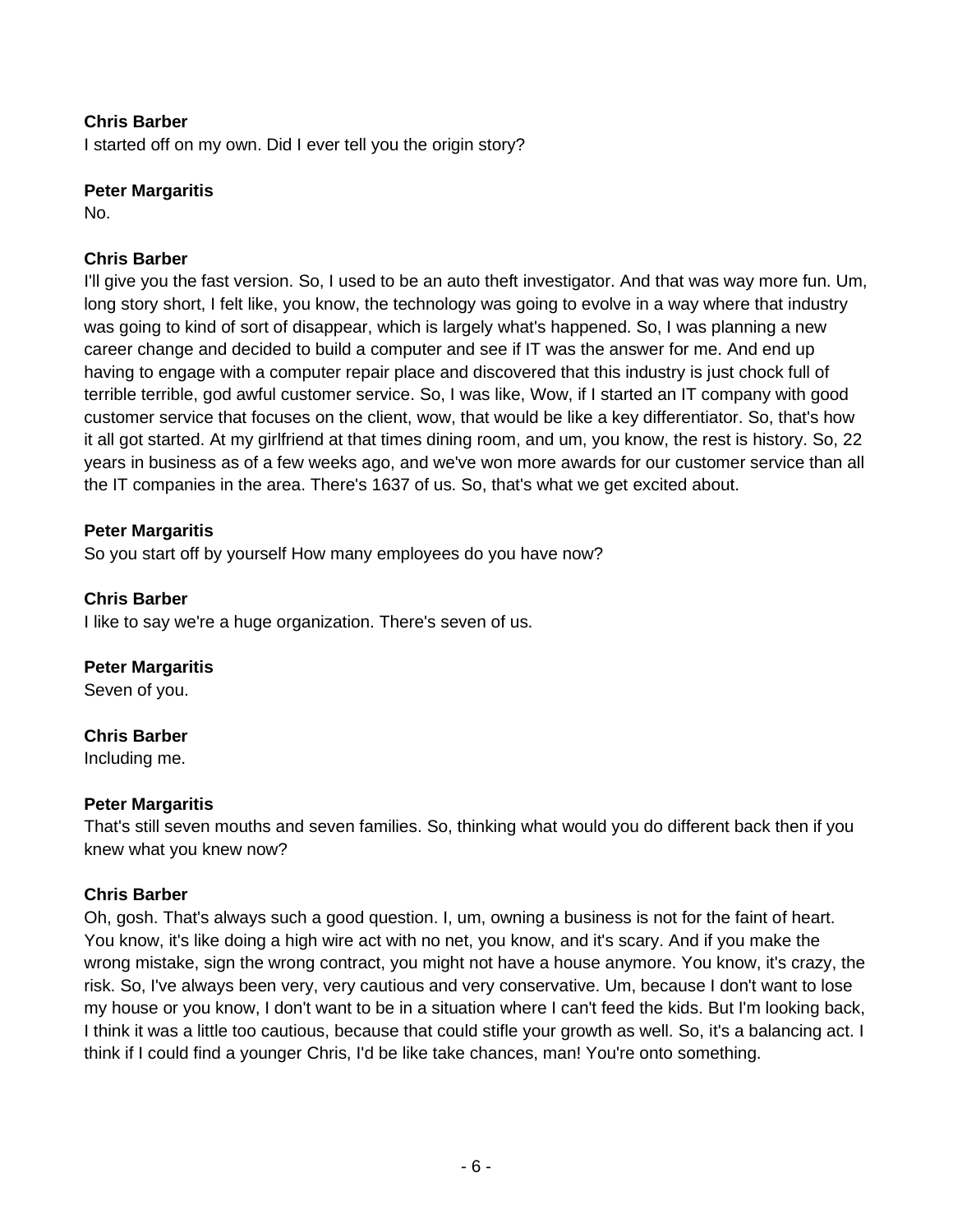**Chris Barber**
I started off on my own. Did I ever tell you the origin story?

**Peter Margaritis**
No.

**Chris Barber**
I'll give you the fast version. So, I used to be an auto theft investigator. And that was way more fun. Um, long story short, I felt like, you know, the technology was going to evolve in a way where that industry was going to kind of sort of disappear, which is largely what's happened. So, I was planning a new career change and decided to build a computer and see if IT was the answer for me. And end up having to engage with a computer repair place and discovered that this industry is just chock full of terrible terrible, god awful customer service. So, I was like, Wow, if I started an IT company with good customer service that focuses on the client, wow, that would be like a key differentiator. So, that's how it all got started. At my girlfriend at that times dining room, and um, you know, the rest is history. So, 22 years in business as of a few weeks ago, and we've won more awards for our customer service than all the IT companies in the area. There's 1637 of us. So, that's what we get excited about.

**Peter Margaritis**
So you start off by yourself How many employees do you have now?

**Chris Barber**
I like to say we're a huge organization. There's seven of us.

**Peter Margaritis**
Seven of you.

**Chris Barber**
Including me.

**Peter Margaritis**
That's still seven mouths and seven families. So, thinking what would you do different back then if you knew what you knew now?

**Chris Barber**
Oh, gosh. That's always such a good question. I, um, owning a business is not for the faint of heart. You know, it's like doing a high wire act with no net, you know, and it's scary. And if you make the wrong mistake, sign the wrong contract, you might not have a house anymore. You know, it's crazy, the risk. So, I've always been very, very cautious and very conservative. Um, because I don't want to lose my house or you know, I don't want to be in a situation where I can't feed the kids. But I'm looking back, I think it was a little too cautious, because that could stifle your growth as well. So, it's a balancing act. I think if I could find a younger Chris, I'd be like take chances, man! You're onto something.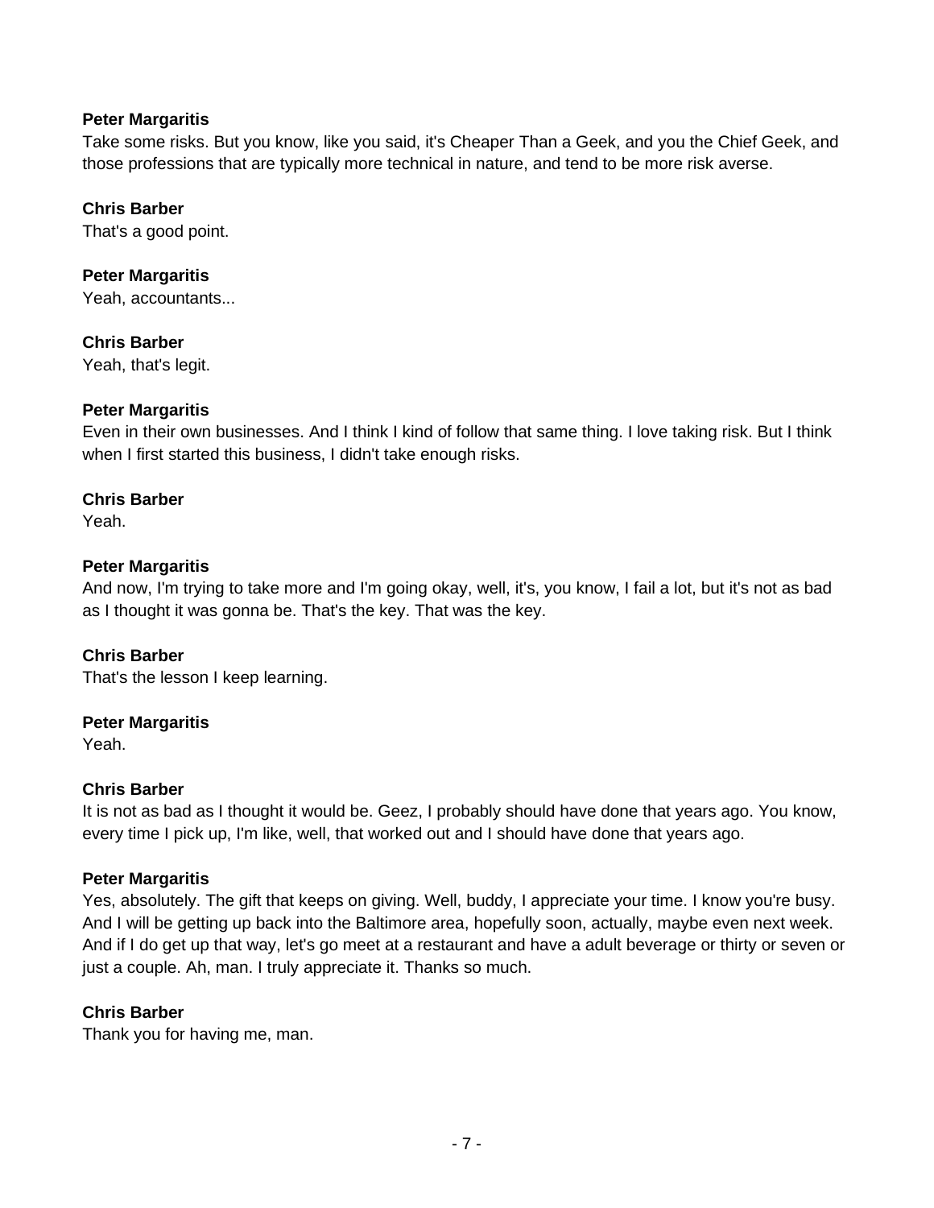**Peter Margaritis**
Take some risks. But you know, like you said, it's Cheaper Than a Geek, and you the Chief Geek, and those professions that are typically more technical in nature, and tend to be more risk averse.

**Chris Barber**
That's a good point.

**Peter Margaritis**
Yeah, accountants...

**Chris Barber**
Yeah, that's legit.

**Peter Margaritis**
Even in their own businesses. And I think I kind of follow that same thing. I love taking risk. But I think when I first started this business, I didn't take enough risks.

**Chris Barber**
Yeah.

**Peter Margaritis**
And now, I'm trying to take more and I'm going okay, well, it's, you know, I fail a lot, but it's not as bad as I thought it was gonna be. That's the key. That was the key.

**Chris Barber**
That's the lesson I keep learning.

**Peter Margaritis**
Yeah.

**Chris Barber**
It is not as bad as I thought it would be. Geez, I probably should have done that years ago. You know, every time I pick up, I'm like, well, that worked out and I should have done that years ago.

**Peter Margaritis**
Yes, absolutely. The gift that keeps on giving. Well, buddy, I appreciate your time. I know you're busy. And I will be getting up back into the Baltimore area, hopefully soon, actually, maybe even next week. And if I do get up that way, let's go meet at a restaurant and have a adult beverage or thirty or seven or just a couple. Ah, man. I truly appreciate it. Thanks so much.

**Chris Barber**
Thank you for having me, man.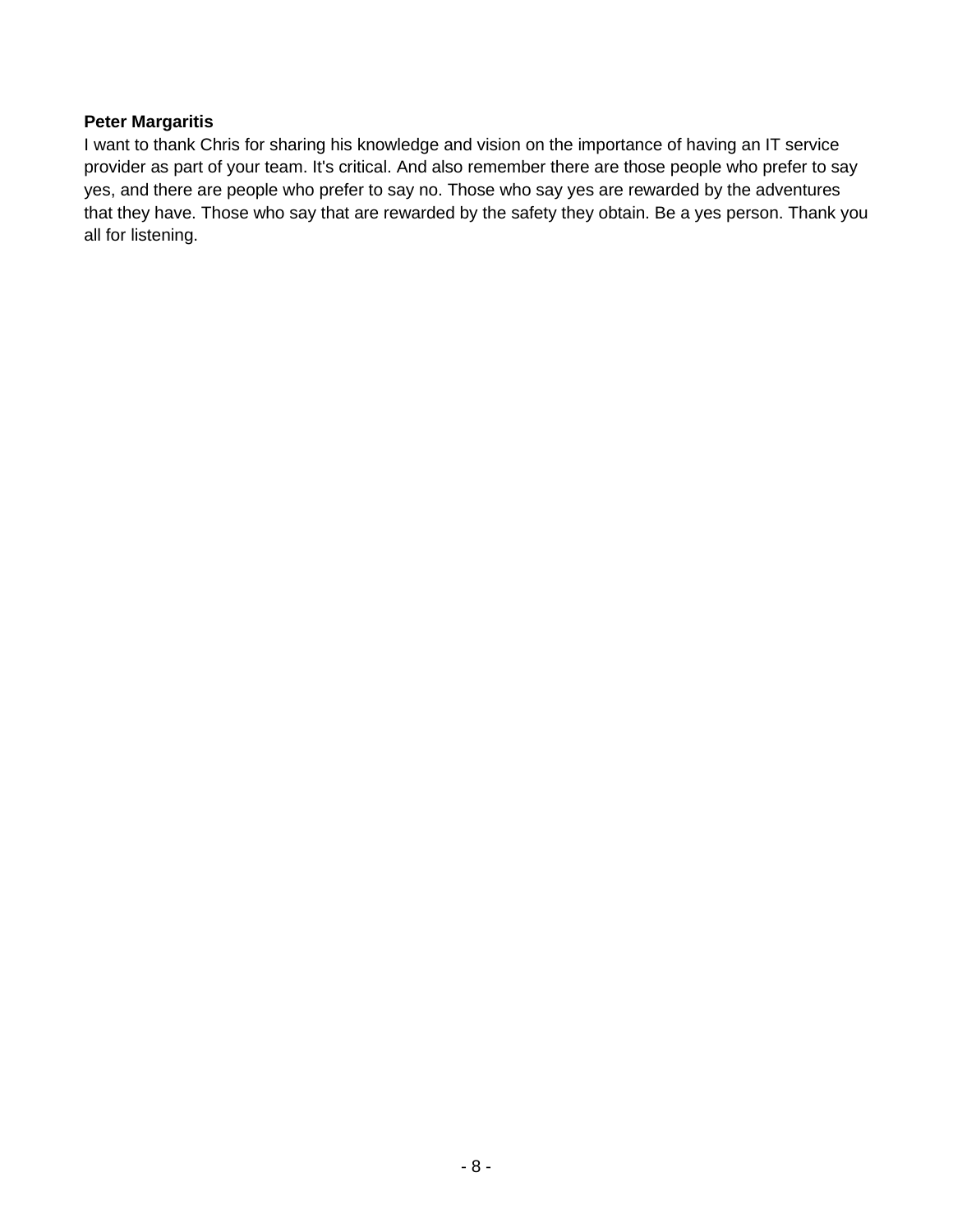**Peter Margaritis**
I want to thank Chris for sharing his knowledge and vision on the importance of having an IT service provider as part of your team. It's critical. And also remember there are those people who prefer to say yes, and there are people who prefer to say no. Those who say yes are rewarded by the adventures that they have. Those who say that are rewarded by the safety they obtain. Be a yes person. Thank you all for listening.